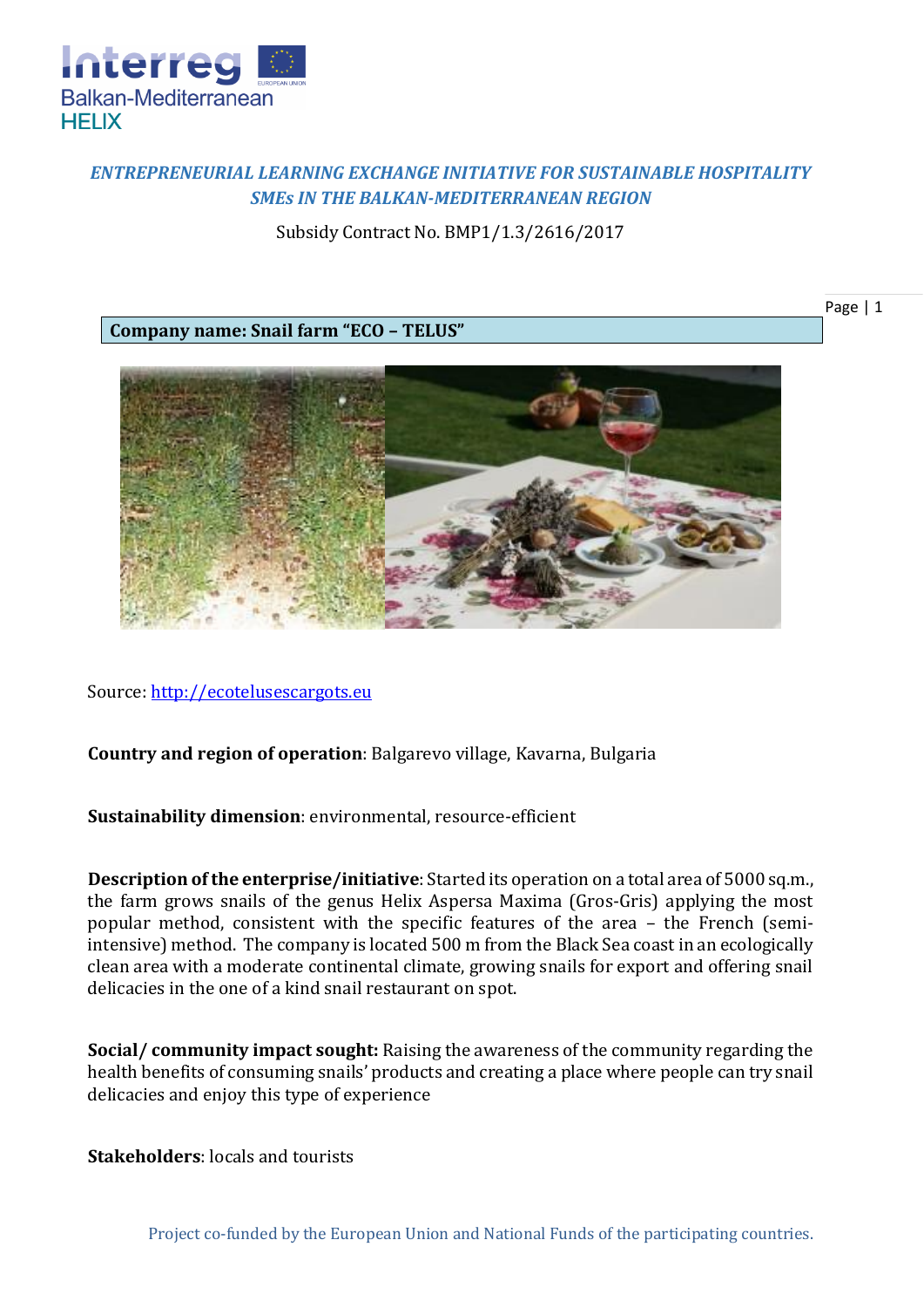*ENTREPRENEURIAL LEARNING EXCHANGE INITIATIVE FOR SUSTAINABLE HOSPITALITY SMEs IN THE BALKAN-MEDITERRANEAN REGION*

Subsidy Contract No. BMP1/1.3/2616/2017

**Company name: Snail farm "ECO – TELUS"**

Source: http://ecotelusescargots.eu

**Country and region of operation**: Balgarevo village, Kavarna, Bulgaria

**Sustainability dimension**: environmental, resource-efficient

**Description of the enterprise/initiative**: Started its operation on a total area of 5000 sq.m., the farm grows snails of the genus Helix Aspersa Maxima (Gros-Gris) applying the most popular method, consistent with the specific features of the area – the French (semi-intensive) method. The company is located 500 m from the Black Sea coast in an ecologically clean area with a moderate continental climate, growing snails for export and offering snail delicacies in the one of a kind snail restaurant on spot.

**Social/ community impact sought:** Raising the awareness of the community regarding the health benefits of consuming snails' products and creating a place where people can try snail delicacies and enjoy this type of experience

**Stakeholders**: locals and tourists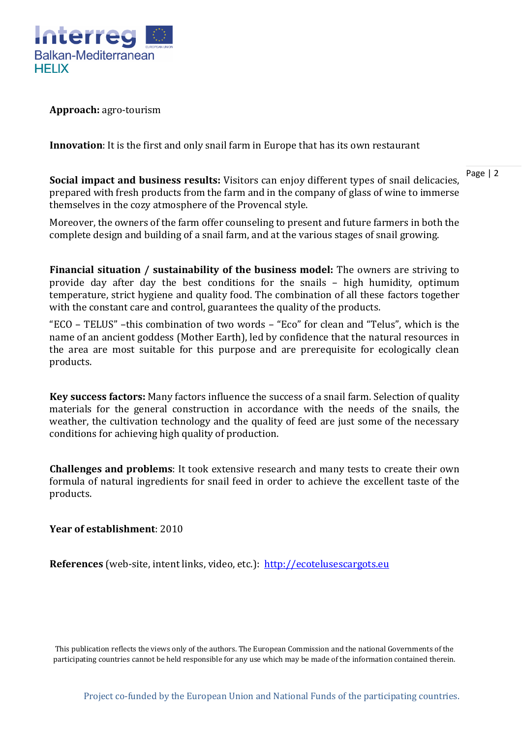**Approach:** agro-tourism

**Innovation**: It is the first and only snail farm in Europe that has its own restaurant

**Social impact and business results:** Visitors can enjoy different types of snail delicacies, prepared with fresh products from the farm and in the company of glass of wine to immerse themselves in the cozy atmosphere of the Provencal style.

Moreover, the owners of the farm offer counseling to present and future farmers in both the complete design and building of a snail farm, and at the various stages of snail growing.

**Financial situation / sustainability of the business model:** The owners are striving to provide day after day the best conditions for the snails – high humidity, optimum temperature, strict hygiene and quality food. The combination of all these factors together with the constant care and control, guarantees the quality of the products.

"ECO – TELUS" –this combination of two words – "Eco" for clean and "Telus", which is the name of an ancient goddess (Mother Earth), led by confidence that the natural resources in the area are most suitable for this purpose and are prerequisite for ecologically clean products.

**Key success factors:** Many factors influence the success of a snail farm. Selection of quality materials for the general construction in accordance with the needs of the snails, the weather, the cultivation technology and the quality of feed are just some of the necessary conditions for achieving high quality of production.

**Challenges and problems**: It took extensive research and many tests to create their own formula of natural ingredients for snail feed in order to achieve the excellent taste of the products.

**Year of establishment**: 2010

**References** (web-site, intent links, video, etc.): [http://ecotelusescargots.eu](http://ecotelusescargots.eu)

This publication reflects the views only of the authors. The European Commission and the national Governments of the participating countries cannot be held responsible for any use which may be made of the information contained therein.

Project co-funded by the European Union and National Funds of the participating countries.